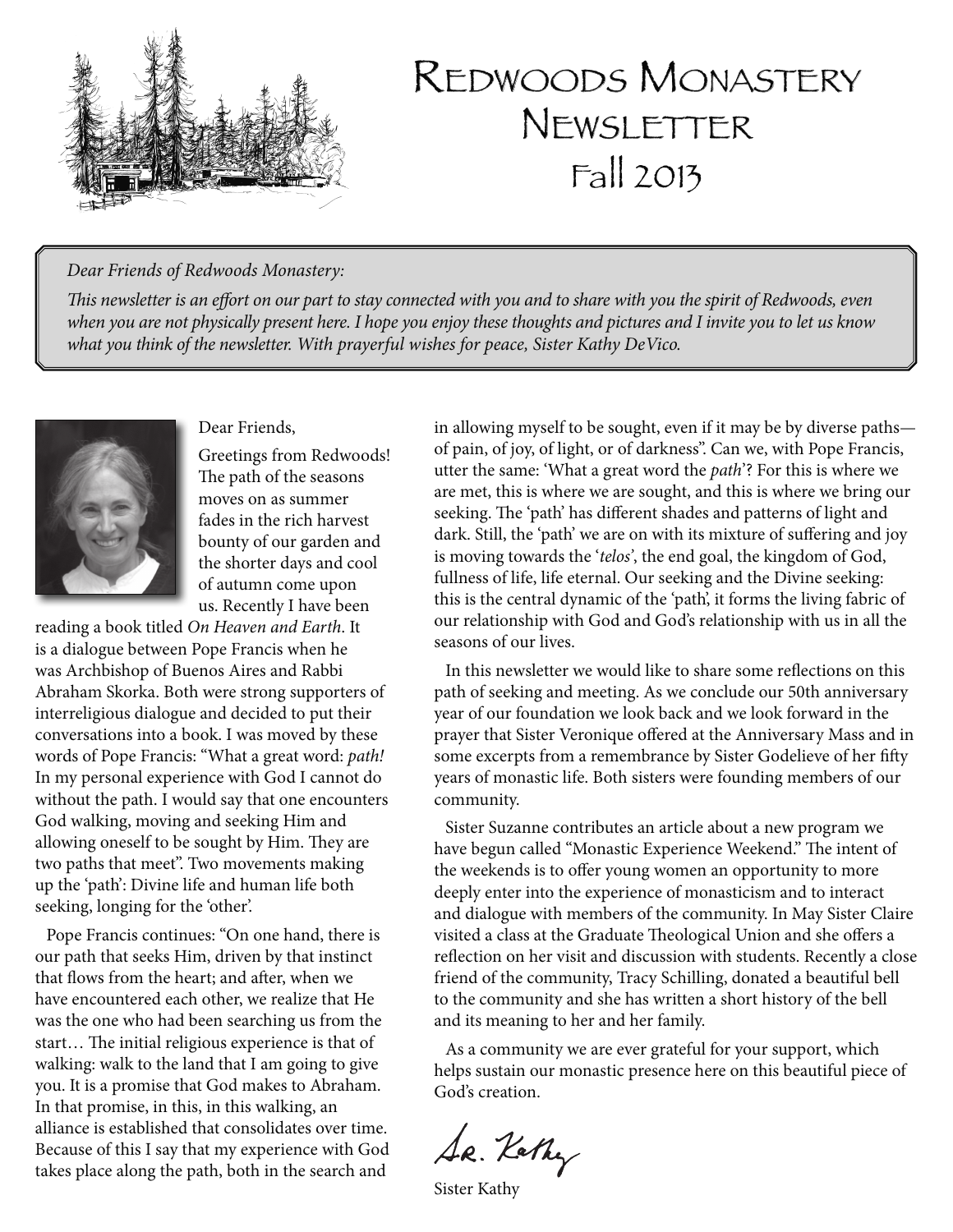# Redwoods Monastery Newsletter
## Fall 2013

*Dear Friends of Redwoods Monastery:*

*This newsletter is an effort on our part to stay connected with you and to share with you the spirit of Redwoods, even when you are not physically present here. I hope you enjoy these thoughts and pictures and I invite you to let us know what you think of the newsletter. With prayerful wishes for peace, Sister Kathy DeVico.*

Dear Friends,

Greetings from Redwoods! The path of the seasons moves on as summer fades in the rich harvest bounty of our garden and the shorter days and cool of autumn come upon us. Recently I have been reading a book titled *On Heaven and Earth*. It is a dialogue between Pope Francis when he was Archbishop of Buenos Aires and Rabbi Abraham Skorka. Both were strong supporters of interreligious dialogue and decided to put their conversations into a book. I was moved by these words of Pope Francis: "What a great word: *path!* In my personal experience with God I cannot do without the path. I would say that one encounters God walking, moving and seeking Him and allowing oneself to be sought by Him. They are two paths that meet". Two movements making up the 'path': Divine life and human life both seeking, longing for the 'other'.

Pope Francis continues: "On one hand, there is our path that seeks Him, driven by that instinct that flows from the heart; and after, when we have encountered each other, we realize that He was the one who had been searching us from the start… The initial religious experience is that of walking: walk to the land that I am going to give you. It is a promise that God makes to Abraham. In that promise, in this, in this walking, an alliance is established that consolidates over time. Because of this I say that my experience with God takes place along the path, both in the search and in allowing myself to be sought, even if it may be by diverse paths—of pain, of joy, of light, or of darkness". Can we, with Pope Francis, utter the same: 'What a great word the *path*'? For this is where we are met, this is where we are sought, and this is where we bring our seeking. The 'path' has different shades and patterns of light and dark. Still, the 'path' we are on with its mixture of suffering and joy is moving towards the '*telos*', the end goal, the kingdom of God, fullness of life, life eternal. Our seeking and the Divine seeking: this is the central dynamic of the 'path', it forms the living fabric of our relationship with God and God's relationship with us in all the seasons of our lives.

In this newsletter we would like to share some reflections on this path of seeking and meeting. As we conclude our 50th anniversary year of our foundation we look back and we look forward in the prayer that Sister Veronique offered at the Anniversary Mass and in some excerpts from a remembrance by Sister Godelieve of her fifty years of monastic life. Both sisters were founding members of our community.

Sister Suzanne contributes an article about a new program we have begun called "Monastic Experience Weekend." The intent of the weekends is to offer young women an opportunity to more deeply enter into the experience of monasticism and to interact and dialogue with members of the community. In May Sister Claire visited a class at the Graduate Theological Union and she offers a reflection on her visit and discussion with students. Recently a close friend of the community, Tracy Schilling, donated a beautiful bell to the community and she has written a short history of the bell and its meaning to her and her family.

As a community we are ever grateful for your support, which helps sustain our monastic presence here on this beautiful piece of God's creation.

Sr. Kathy

Sister Kathy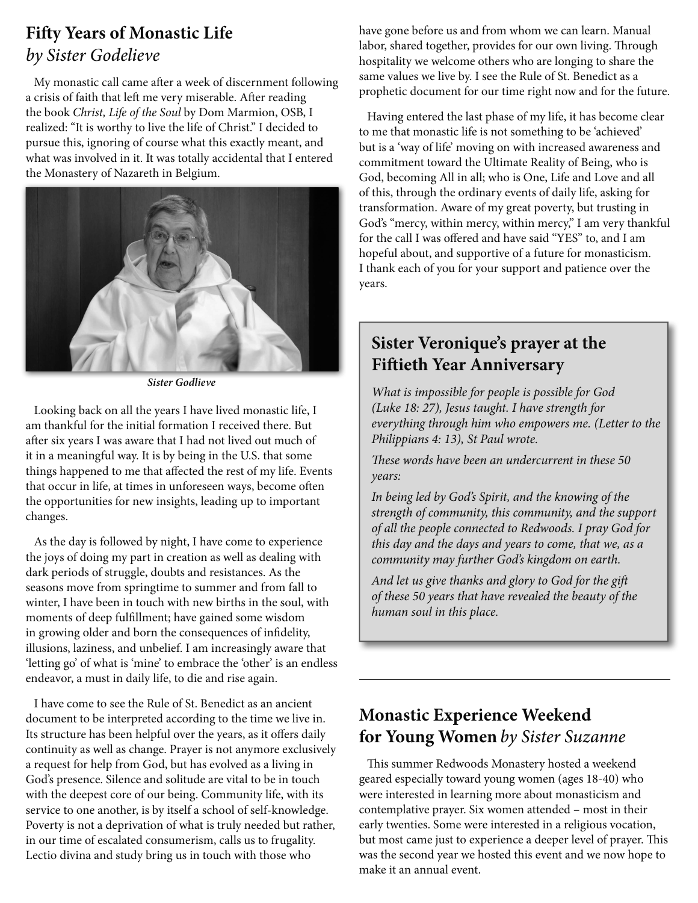## Fifty Years of Monastic Life
*by Sister Godelieve*

My monastic call came after a week of discernment following a crisis of faith that left me very miserable. After reading the book *Christ, Life of the Soul* by Dom Marmion, OSB, I realized: "It is worthy to live the life of Christ." I decided to pursue this, ignoring of course what this exactly meant, and what was involved in it. It was totally accidental that I entered the Monastery of Nazareth in Belgium.

***Sister Godlieve***

Looking back on all the years I have lived monastic life, I am thankful for the initial formation I received there. But after six years I was aware that I had not lived out much of it in a meaningful way. It is by being in the U.S. that some things happened to me that affected the rest of my life. Events that occur in life, at times in unforeseen ways, become often the opportunities for new insights, leading up to important changes.

As the day is followed by night, I have come to experience the joys of doing my part in creation as well as dealing with dark periods of struggle, doubts and resistances. As the seasons move from springtime to summer and from fall to winter, I have been in touch with new births in the soul, with moments of deep fulfillment; have gained some wisdom in growing older and born the consequences of infidelity, illusions, laziness, and unbelief. I am increasingly aware that 'letting go' of what is 'mine' to embrace the 'other' is an endless endeavor, a must in daily life, to die and rise again.

I have come to see the Rule of St. Benedict as an ancient document to be interpreted according to the time we live in. Its structure has been helpful over the years, as it offers daily continuity as well as change. Prayer is not anymore exclusively a request for help from God, but has evolved as a living in God's presence. Silence and solitude are vital to be in touch with the deepest core of our being. Community life, with its service to one another, is by itself a school of self-knowledge. Poverty is not a deprivation of what is truly needed but rather, in our time of escalated consumerism, calls us to frugality. Lectio divina and study bring us in touch with those who have gone before us and from whom we can learn. Manual labor, shared together, provides for our own living. Through hospitality we welcome others who are longing to share the same values we live by. I see the Rule of St. Benedict as a prophetic document for our time right now and for the future.

Having entered the last phase of my life, it has become clear to me that monastic life is not something to be 'achieved' but is a 'way of life' moving on with increased awareness and commitment toward the Ultimate Reality of Being, who is God, becoming All in all; who is One, Life and Love and all of this, through the ordinary events of daily life, asking for transformation. Aware of my great poverty, but trusting in God's "mercy, within mercy, within mercy," I am very thankful for the call I was offered and have said "YES" to, and I am hopeful about, and supportive of a future for monasticism. I thank each of you for your support and patience over the years.

## Sister Veronique's prayer at the Fiftieth Year Anniversary

*What is impossible for people is possible for God (Luke 18: 27), Jesus taught. I have strength for everything through him who empowers me. (Letter to the Philippians 4: 13), St Paul wrote.*

*These words have been an undercurrent in these 50 years:*

*In being led by God's Spirit, and the knowing of the strength of community, this community, and the support of all the people connected to Redwoods. I pray God for this day and the days and years to come, that we, as a community may further God's kingdom on earth.*

*And let us give thanks and glory to God for the gift of these 50 years that have revealed the beauty of the human soul in this place.*

---

## Monastic Experience Weekend for Young Women *by Sister Suzanne*

This summer Redwoods Monastery hosted a weekend geared especially toward young women (ages 18-40) who were interested in learning more about monasticism and contemplative prayer. Six women attended – most in their early twenties. Some were interested in a religious vocation, but most came just to experience a deeper level of prayer. This was the second year we hosted this event and we now hope to make it an annual event.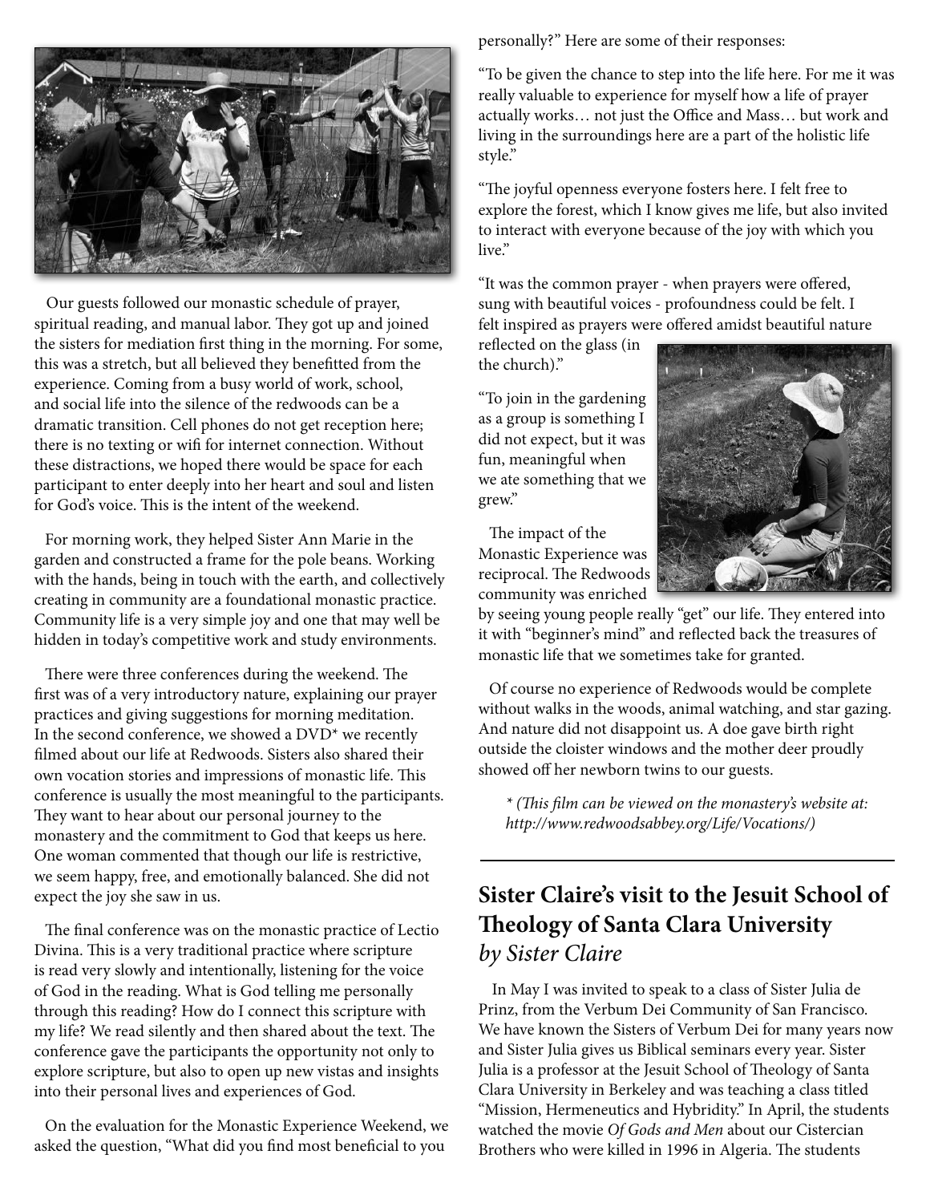Our guests followed our monastic schedule of prayer, spiritual reading, and manual labor. They got up and joined the sisters for mediation first thing in the morning. For some, this was a stretch, but all believed they benefitted from the experience. Coming from a busy world of work, school, and social life into the silence of the redwoods can be a dramatic transition. Cell phones do not get reception here; there is no texting or wifi for internet connection. Without these distractions, we hoped there would be space for each participant to enter deeply into her heart and soul and listen for God's voice. This is the intent of the weekend.

For morning work, they helped Sister Ann Marie in the garden and constructed a frame for the pole beans. Working with the hands, being in touch with the earth, and collectively creating in community are a foundational monastic practice. Community life is a very simple joy and one that may well be hidden in today's competitive work and study environments.

There were three conferences during the weekend. The first was of a very introductory nature, explaining our prayer practices and giving suggestions for morning meditation. In the second conference, we showed a DVD* we recently filmed about our life at Redwoods. Sisters also shared their own vocation stories and impressions of monastic life. This conference is usually the most meaningful to the participants. They want to hear about our personal journey to the monastery and the commitment to God that keeps us here. One woman commented that though our life is restrictive, we seem happy, free, and emotionally balanced. She did not expect the joy she saw in us.

The final conference was on the monastic practice of Lectio Divina. This is a very traditional practice where scripture is read very slowly and intentionally, listening for the voice of God in the reading. What is God telling me personally through this reading? How do I connect this scripture with my life? We read silently and then shared about the text. The conference gave the participants the opportunity not only to explore scripture, but also to open up new vistas and insights into their personal lives and experiences of God.

On the evaluation for the Monastic Experience Weekend, we asked the question, "What did you find most beneficial to you personally?" Here are some of their responses:

"To be given the chance to step into the life here. For me it was really valuable to experience for myself how a life of prayer actually works… not just the Office and Mass… but work and living in the surroundings here are a part of the holistic life style."

"The joyful openness everyone fosters here. I felt free to explore the forest, which I know gives me life, but also invited to interact with everyone because of the joy with which you live."

"It was the common prayer - when prayers were offered, sung with beautiful voices - profoundness could be felt. I felt inspired as prayers were offered amidst beautiful nature reflected on the glass (in the church)."

"To join in the gardening as a group is something I did not expect, but it was fun, meaningful when we ate something that we grew."

The impact of the Monastic Experience was reciprocal. The Redwoods community was enriched by seeing young people really "get" our life. They entered into it with "beginner's mind" and reflected back the treasures of monastic life that we sometimes take for granted.

Of course no experience of Redwoods would be complete without walks in the woods, animal watching, and star gazing. And nature did not disappoint us. A doe gave birth right outside the cloister windows and the mother deer proudly showed off her newborn twins to our guests.

*\* (This film can be viewed on the monastery's website at: http://www.redwoodsabbey.org/Life/Vocations/)*

---

## Sister Claire's visit to the Jesuit School of Theology of Santa Clara University
*by Sister Claire*

In May I was invited to speak to a class of Sister Julia de Prinz, from the Verbum Dei Community of San Francisco. We have known the Sisters of Verbum Dei for many years now and Sister Julia gives us Biblical seminars every year. Sister Julia is a professor at the Jesuit School of Theology of Santa Clara University in Berkeley and was teaching a class titled "Mission, Hermeneutics and Hybridity." In April, the students watched the movie *Of Gods and Men* about our Cistercian Brothers who were killed in 1996 in Algeria. The students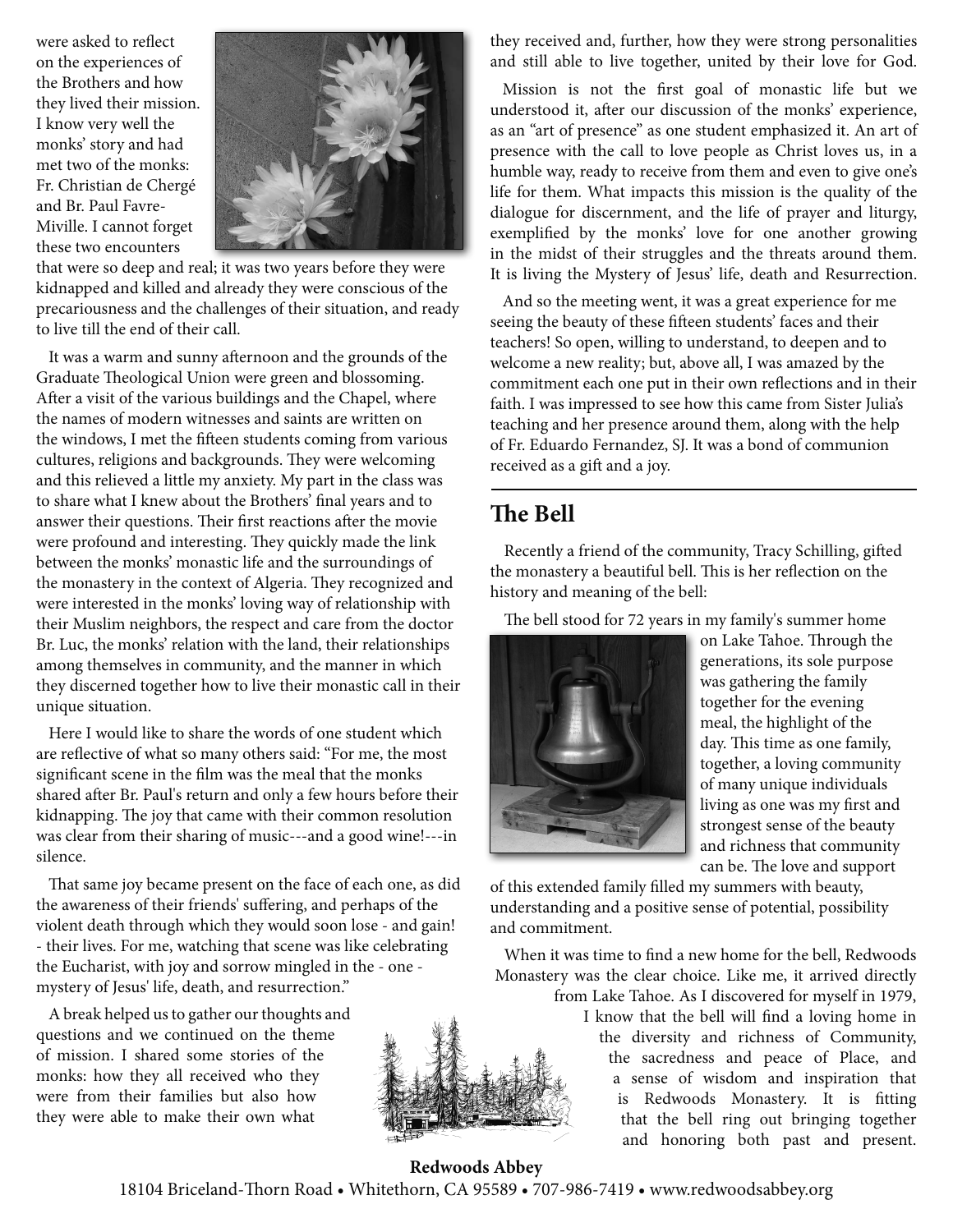were asked to reflect on the experiences of the Brothers and how they lived their mission. I know very well the monks' story and had met two of the monks: Fr. Christian de Chergé and Br. Paul Favre-Miville. I cannot forget these two encounters that were so deep and real; it was two years before they were kidnapped and killed and already they were conscious of the precariousness and the challenges of their situation, and ready to live till the end of their call.

It was a warm and sunny afternoon and the grounds of the Graduate Theological Union were green and blossoming. After a visit of the various buildings and the Chapel, where the names of modern witnesses and saints are written on the windows, I met the fifteen students coming from various cultures, religions and backgrounds. They were welcoming and this relieved a little my anxiety. My part in the class was to share what I knew about the Brothers' final years and to answer their questions. Their first reactions after the movie were profound and interesting. They quickly made the link between the monks' monastic life and the surroundings of the monastery in the context of Algeria. They recognized and were interested in the monks' loving way of relationship with their Muslim neighbors, the respect and care from the doctor Br. Luc, the monks' relation with the land, their relationships among themselves in community, and the manner in which they discerned together how to live their monastic call in their unique situation.

Here I would like to share the words of one student which are reflective of what so many others said: "For me, the most significant scene in the film was the meal that the monks shared after Br. Paul's return and only a few hours before their kidnapping. The joy that came with their common resolution was clear from their sharing of music---and a good wine!---in silence.

That same joy became present on the face of each one, as did the awareness of their friends' suffering, and perhaps of the violent death through which they would soon lose - and gain! - their lives. For me, watching that scene was like celebrating the Eucharist, with joy and sorrow mingled in the - one - mystery of Jesus' life, death, and resurrection."

A break helped us to gather our thoughts and questions and we continued on the theme of mission. I shared some stories of the monks: how they all received who they were from their families but also how they were able to make their own what they received and, further, how they were strong personalities and still able to live together, united by their love for God.

Mission is not the first goal of monastic life but we understood it, after our discussion of the monks' experience, as an "art of presence" as one student emphasized it. An art of presence with the call to love people as Christ loves us, in a humble way, ready to receive from them and even to give one's life for them. What impacts this mission is the quality of the dialogue for discernment, and the life of prayer and liturgy, exemplified by the monks' love for one another growing in the midst of their struggles and the threats around them. It is living the Mystery of Jesus' life, death and Resurrection.

And so the meeting went, it was a great experience for me seeing the beauty of these fifteen students' faces and their teachers! So open, willing to understand, to deepen and to welcome a new reality; but, above all, I was amazed by the commitment each one put in their own reflections and in their faith. I was impressed to see how this came from Sister Julia's teaching and her presence around them, along with the help of Fr. Eduardo Fernandez, SJ. It was a bond of communion received as a gift and a joy.

## The Bell

Recently a friend of the community, Tracy Schilling, gifted the monastery a beautiful bell. This is her reflection on the history and meaning of the bell:

The bell stood for 72 years in my family's summer home on Lake Tahoe. Through the generations, its sole purpose was gathering the family together for the evening meal, the highlight of the day. This time as one family, together, a loving community of many unique individuals living as one was my first and strongest sense of the beauty and richness that community can be. The love and support of this extended family filled my summers with beauty, understanding and a positive sense of potential, possibility and commitment.

When it was time to find a new home for the bell, Redwoods Monastery was the clear choice. Like me, it arrived directly from Lake Tahoe. As I discovered for myself in 1979, I know that the bell will find a loving home in the diversity and richness of Community, the sacredness and peace of Place, and a sense of wisdom and inspiration that is Redwoods Monastery. It is fitting that the bell ring out bringing together and honoring both past and present.

**Redwoods Abbey**
18104 Briceland-Thorn Road • Whitethorn, CA 95589 • 707-986-7419 • www.redwoodsabbey.org